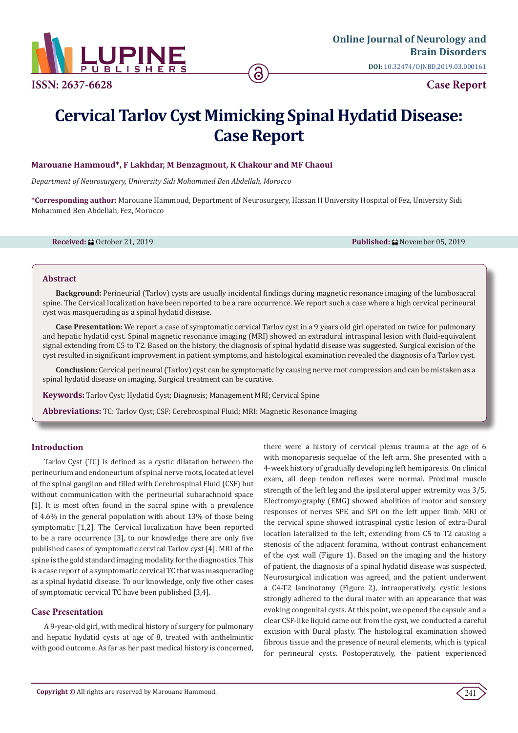ISSN: 2637-6628

**Online Journal of Neurology and Brain Disorders**

**DOI:** 10.32474/OJNBD.2019.03.000161

**Case Report**

# Cervical Tarlov Cyst Mimicking Spinal Hydatid Disease: Case Report

**Marouane Hammoud*, F Lakhdar, M Benzagmout, K Chakour and MF Chaoui**

*Department of Neurosurgery, University Sidi Mohammed Ben Abdellah, Morocco*

**\*Corresponding author:** Marouane Hammoud, Department of Neurosurgery, Hassan II University Hospital of Fez, University Sidi Mohammed Ben Abdellah, Fez, Morocco

**Received:** October 21, 2019 **Published:** November 05, 2019

## Abstract

**Background:** Perineurial (Tarlov) cysts are usually incidental findings during magnetic resonance imaging of the lumbosacral spine. The Cervical localization have been reported to be a rare occurrence. We report such a case where a high cervical perineural cyst was masquerading as a spinal hydatid disease.

**Case Presentation:** We report a case of symptomatic cervical Tarlov cyst in a 9 years old girl operated on twice for pulmonary and hepatic hydatid cyst. Spinal magnetic resonance imaging (MRI) showed an extradural intraspinal lesion with fluid-equivalent signal extending from C5 to T2. Based on the history, the diagnosis of spinal hydatid disease was suggested. Surgical excision of the cyst resulted in significant improvement in patient symptoms, and histological examination revealed the diagnosis of a Tarlov cyst.

**Conclusion:** Cervical perineural (Tarlov) cyst can be symptomatic by causing nerve root compression and can be mistaken as a spinal hydatid disease on imaging. Surgical treatment can be curative.

**Keywords:** Tarlov Cyst; Hydatid Cyst; Diagnosis; Management MRI; Cervical Spine

**Abbreviations:** TC: Tarlov Cyst; CSF: Cerebrospinal Fluid; MRI: Magnetic Resonance Imaging

## Introduction

Tarlov Cyst (TC) is defined as a cystic dilatation between the perineurium and endoneurium of spinal nerve roots, located at level of the spinal ganglion and filled with Cerebrospinal Fluid (CSF) but without communication with the perineurial subarachnoid space [1]. It is most often found in the sacral spine with a prevalence of 4.6% in the general population with about 13% of those being symptomatic [1,2]. The Cervical localization have been reported to be a rare occurrence [3], to our knowledge there are only five published cases of symptomatic cervical Tarlov cyst [4]. MRI of the spine is the gold standard imaging modality for the diagnostics. This is a case report of a symptomatic cervical TC that was masquerading as a spinal hydatid disease. To our knowledge, only five other cases of symptomatic cervical TC have been published [3,4].

## Case Presentation

A 9-year-old girl, with medical history of surgery for pulmonary and hepatic hydatid cysts at age of 8, treated with anthelmintic with good outcome. As far as her past medical history is concerned, there were a history of cervical plexus trauma at the age of 6 with monoparesis sequelae of the left arm. She presented with a 4-week history of gradually developing left hemiparesis. On clinical exam, all deep tendon reflexes were normal. Proximal muscle strength of the left leg and the ipsilateral upper extremity was 3/5. Electromyography (EMG) showed abolition of motor and sensory responses of nerves SPE and SPI on the left upper limb. MRI of the cervical spine showed intraspinal cystic lesion of extra-Dural location lateralized to the left, extending from C5 to T2 causing a stenosis of the adjacent foramina, without contrast enhancement of the cyst wall (Figure 1). Based on the imaging and the history of patient, the diagnosis of a spinal hydatid disease was suspected. Neurosurgical indication was agreed, and the patient underwent a C4-T2 laminotomy (Figure 2), intraoperatively, cystic lesions strongly adhered to the dural mater with an appearance that was evoking congenital cysts. At this point, we opened the capsule and a clear CSF-like liquid came out from the cyst, we conducted a careful excision with Dural plasty. The histological examination showed fibrous tissue and the presence of neural elements, which is typical for perineural cysts. Postoperatively, the patient experienced

**Copyright ©** All rights are reserved by Marouane Hammoud.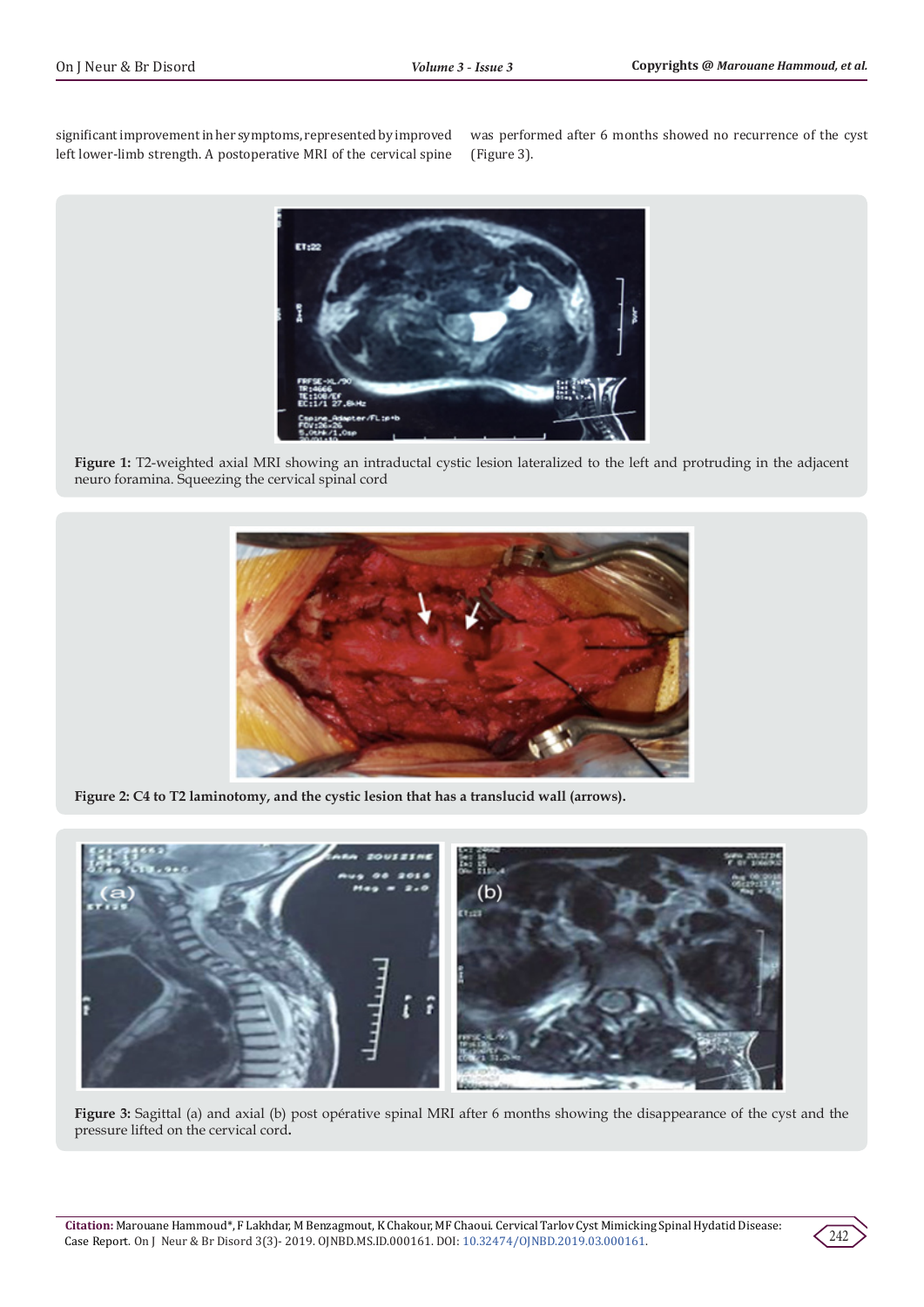significant improvement in her symptoms, represented by improved left lower-limb strength. A postoperative MRI of the cervical spine was performed after 6 months showed no recurrence of the cyst (Figure 3).

**Figure 1:** T2-weighted axial MRI showing an intraductal cystic lesion lateralized to the left and protruding in the adjacent neuro foramina. Squeezing the cervical spinal cord

**Figure 2: C4 to T2 laminotomy, and the cystic lesion that has a translucid wall (arrows).**

**Figure 3:** Sagittal (a) and axial (b) post opérative spinal MRI after 6 months showing the disappearance of the cyst and the pressure lifted on the cervical cord**.**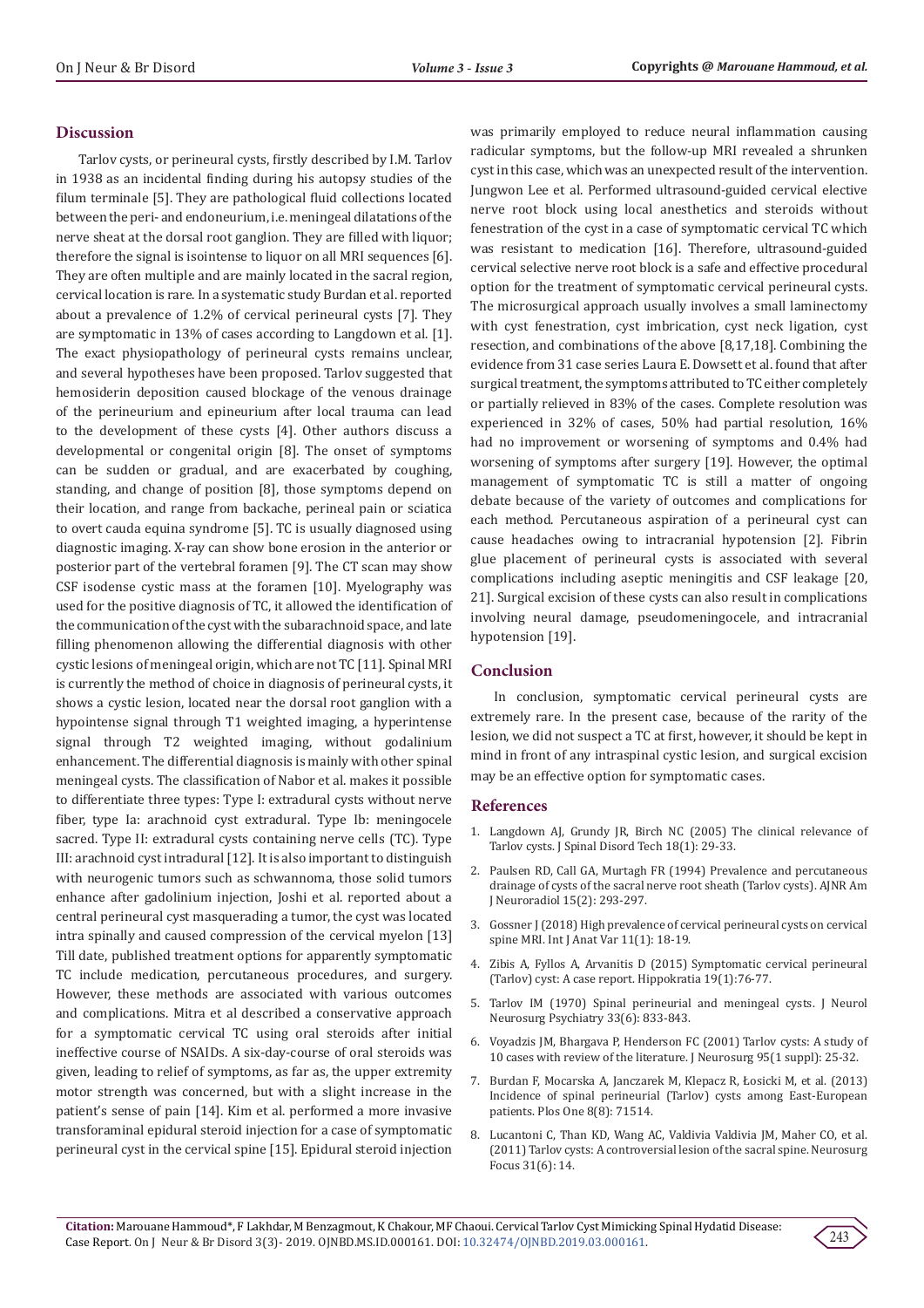## Discussion

Tarlov cysts, or perineural cysts, firstly described by I.M. Tarlov in 1938 as an incidental finding during his autopsy studies of the filum terminale [5]. They are pathological fluid collections located between the peri- and endoneurium, i.e. meningeal dilatations of the nerve sheat at the dorsal root ganglion. They are filled with liquor; therefore the signal is isointense to liquor on all MRI sequences [6]. They are often multiple and are mainly located in the sacral region, cervical location is rare. In a systematic study Burdan et al. reported about a prevalence of 1.2% of cervical perineural cysts [7]. They are symptomatic in 13% of cases according to Langdown et al. [1]. The exact physiopathology of perineural cysts remains unclear, and several hypotheses have been proposed. Tarlov suggested that hemosiderin deposition caused blockage of the venous drainage of the perineurium and epineurium after local trauma can lead to the development of these cysts [4]. Other authors discuss a developmental or congenital origin [8]. The onset of symptoms can be sudden or gradual, and are exacerbated by coughing, standing, and change of position [8], those symptoms depend on their location, and range from backache, perineal pain or sciatica to overt cauda equina syndrome [5]. TC is usually diagnosed using diagnostic imaging. X-ray can show bone erosion in the anterior or posterior part of the vertebral foramen [9]. The CT scan may show CSF isodense cystic mass at the foramen [10]. Myelography was used for the positive diagnosis of TC, it allowed the identification of the communication of the cyst with the subarachnoid space, and late filling phenomenon allowing the differential diagnosis with other cystic lesions of meningeal origin, which are not TC [11]. Spinal MRI is currently the method of choice in diagnosis of perineural cysts, it shows a cystic lesion, located near the dorsal root ganglion with a hypointense signal through T1 weighted imaging, a hyperintense signal through T2 weighted imaging, without godalinium enhancement. The differential diagnosis is mainly with other spinal meningeal cysts. The classification of Nabor et al. makes it possible to differentiate three types: Type I: extradural cysts without nerve fiber, type Ia: arachnoid cyst extradural. Type Ib: meningocele sacred. Type II: extradural cysts containing nerve cells (TC). Type III: arachnoid cyst intradural [12]. It is also important to distinguish with neurogenic tumors such as schwannoma, those solid tumors enhance after gadolinium injection, Joshi et al. reported about a central perineural cyst masquerading a tumor, the cyst was located intra spinally and caused compression of the cervical myelon [13] Till date, published treatment options for apparently symptomatic TC include medication, percutaneous procedures, and surgery. However, these methods are associated with various outcomes and complications. Mitra et al described a conservative approach for a symptomatic cervical TC using oral steroids after initial ineffective course of NSAIDs. A six-day-course of oral steroids was given, leading to relief of symptoms, as far as, the upper extremity motor strength was concerned, but with a slight increase in the patient's sense of pain [14]. Kim et al. performed a more invasive transforaminal epidural steroid injection for a case of symptomatic perineural cyst in the cervical spine [15]. Epidural steroid injection was primarily employed to reduce neural inflammation causing radicular symptoms, but the follow-up MRI revealed a shrunken cyst in this case, which was an unexpected result of the intervention. Jungwon Lee et al. Performed ultrasound-guided cervical elective nerve root block using local anesthetics and steroids without fenestration of the cyst in a case of symptomatic cervical TC which was resistant to medication [16]. Therefore, ultrasound-guided cervical selective nerve root block is a safe and effective procedural option for the treatment of symptomatic cervical perineural cysts. The microsurgical approach usually involves a small laminectomy with cyst fenestration, cyst imbrication, cyst neck ligation, cyst resection, and combinations of the above [8,17,18]. Combining the evidence from 31 case series Laura E. Dowsett et al. found that after surgical treatment, the symptoms attributed to TC either completely or partially relieved in 83% of the cases. Complete resolution was experienced in 32% of cases, 50% had partial resolution, 16% had no improvement or worsening of symptoms and 0.4% had worsening of symptoms after surgery [19]. However, the optimal management of symptomatic TC is still a matter of ongoing debate because of the variety of outcomes and complications for each method. Percutaneous aspiration of a perineural cyst can cause headaches owing to intracranial hypotension [2]. Fibrin glue placement of perineural cysts is associated with several complications including aseptic meningitis and CSF leakage [20, 21]. Surgical excision of these cysts can also result in complications involving neural damage, pseudomeningocele, and intracranial hypotension [19].

## Conclusion

In conclusion, symptomatic cervical perineural cysts are extremely rare. In the present case, because of the rarity of the lesion, we did not suspect a TC at first, however, it should be kept in mind in front of any intraspinal cystic lesion, and surgical excision may be an effective option for symptomatic cases.

## References

1. Langdown AJ, Grundy JR, Birch NC (2005) The clinical relevance of Tarlov cysts. J Spinal Disord Tech 18(1): 29-33.
2. Paulsen RD, Call GA, Murtagh FR (1994) Prevalence and percutaneous drainage of cysts of the sacral nerve root sheath (Tarlov cysts). AJNR Am J Neuroradiol 15(2): 293-297.
3. Gossner J (2018) High prevalence of cervical perineural cysts on cervical spine MRI. Int J Anat Var 11(1): 18-19.
4. Zibis A, Fyllos A, Arvanitis D (2015) Symptomatic cervical perineural (Tarlov) cyst: A case report. Hippokratia 19(1):76-77.
5. Tarlov IM (1970) Spinal perineurial and meningeal cysts. J Neurol Neurosurg Psychiatry 33(6): 833-843.
6. Voyadzis JM, Bhargava P, Henderson FC (2001) Tarlov cysts: A study of 10 cases with review of the literature. J Neurosurg 95(1 suppl): 25-32.
7. Burdan F, Mocarska A, Janczarek M, Klepacz R, Łosicki M, et al. (2013) Incidence of spinal perineurial (Tarlov) cysts among East-European patients. Plos One 8(8): 71514.
8. Lucantoni C, Than KD, Wang AC, Valdivia Valdivia JM, Maher CO, et al. (2011) Tarlov cysts: A controversial lesion of the sacral spine. Neurosurg Focus 31(6): 14.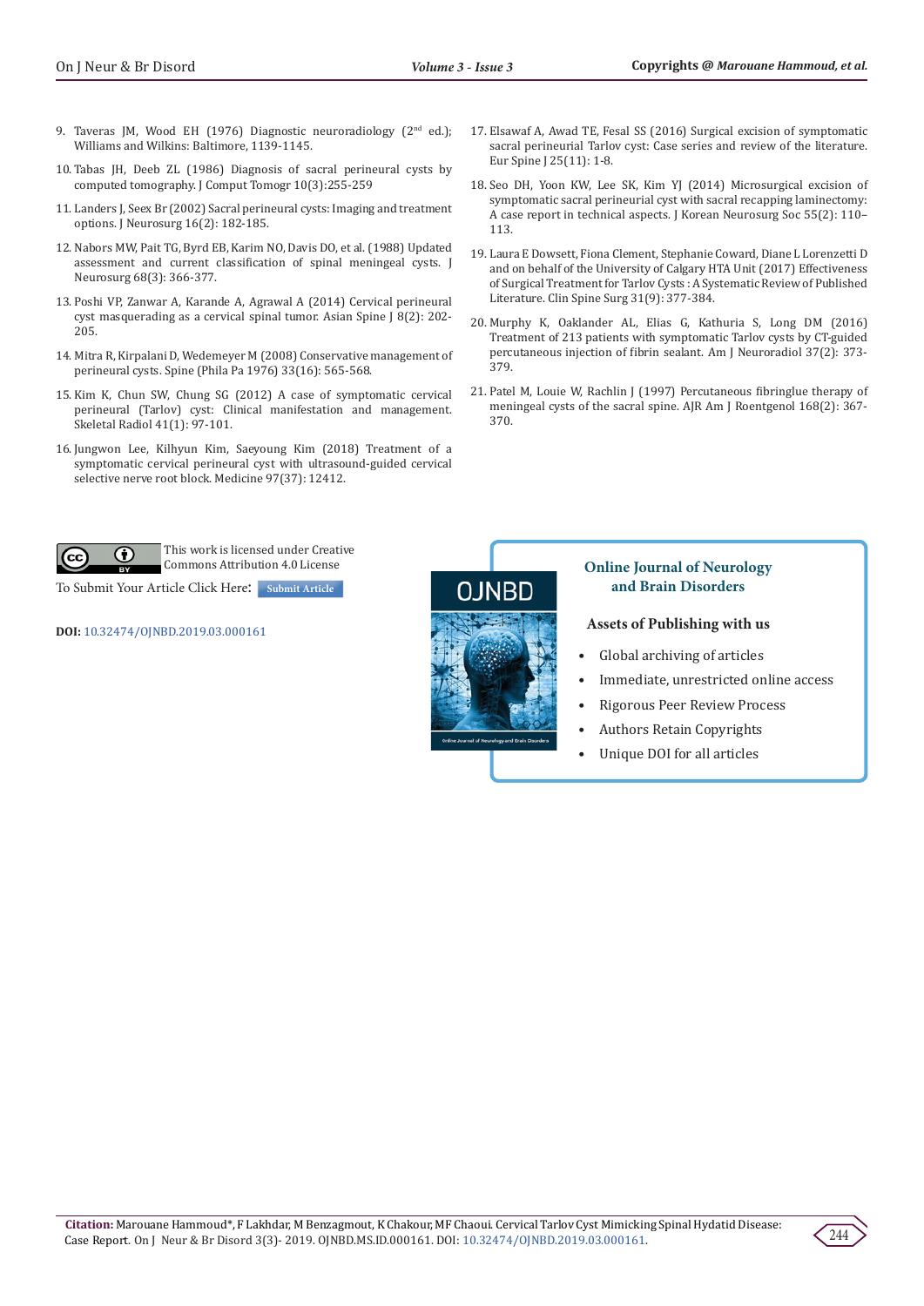9. Taveras JM, Wood EH (1976) Diagnostic neuroradiology (2nd ed.); Williams and Wilkins: Baltimore, 1139-1145.

10. Tabas JH, Deeb ZL (1986) Diagnosis of sacral perineural cysts by computed tomography. J Comput Tomogr 10(3):255-259

11. Landers J, Seex Br (2002) Sacral perineural cysts: Imaging and treatment options. J Neurosurg 16(2): 182-185.

12. Nabors MW, Pait TG, Byrd EB, Karim NO, Davis DO, et al. (1988) Updated assessment and current classification of spinal meningeal cysts. J Neurosurg 68(3): 366-377.

13. Poshi VP, Zanwar A, Karande A, Agrawal A (2014) Cervical perineural cyst masquerading as a cervical spinal tumor. Asian Spine J 8(2): 202-205.

14. Mitra R, Kirpalani D, Wedemeyer M (2008) Conservative management of perineural cysts. Spine (Phila Pa 1976) 33(16): 565-568.

15. Kim K, Chun SW, Chung SG (2012) A case of symptomatic cervical perineural (Tarlov) cyst: Clinical manifestation and management. Skeletal Radiol 41(1): 97-101.

16. Jungwon Lee, Kilhyun Kim, Saeyoung Kim (2018) Treatment of a symptomatic cervical perineural cyst with ultrasound-guided cervical selective nerve root block. Medicine 97(37): 12412.

17. Elsawaf A, Awad TE, Fesal SS (2016) Surgical excision of symptomatic sacral perineurial Tarlov cyst: Case series and review of the literature. Eur Spine J 25(11): 1-8.

18. Seo DH, Yoon KW, Lee SK, Kim YJ (2014) Microsurgical excision of symptomatic sacral perineurial cyst with sacral recapping laminectomy: A case report in technical aspects. J Korean Neurosurg Soc 55(2): 110–113.

19. Laura E Dowsett, Fiona Clement, Stephanie Coward, Diane L Lorenzetti D and on behalf of the University of Calgary HTA Unit (2017) Effectiveness of Surgical Treatment for Tarlov Cysts : A Systematic Review of Published Literature. Clin Spine Surg 31(9): 377-384.

20. Murphy K, Oaklander AL, Elias G, Kathuria S, Long DM (2016) Treatment of 213 patients with symptomatic Tarlov cysts by CT-guided percutaneous injection of fibrin sealant. Am J Neuroradiol 37(2): 373-379.

21. Patel M, Louie W, Rachlin J (1997) Percutaneous fibringlue therapy of meningeal cysts of the sacral spine. AJR Am J Roentgenol 168(2): 367-370.

This work is licensed under Creative Commons Attribution 4.0 License

To Submit Your Article Click Here: Submit Article

**DOI:** 10.32474/OJNBD.2019.03.000161

**Online Journal of Neurology and Brain Disorders**

**Assets of Publishing with us**

- Global archiving of articles
- Immediate, unrestricted online access
- Rigorous Peer Review Process
- Authors Retain Copyrights
- Unique DOI for all articles